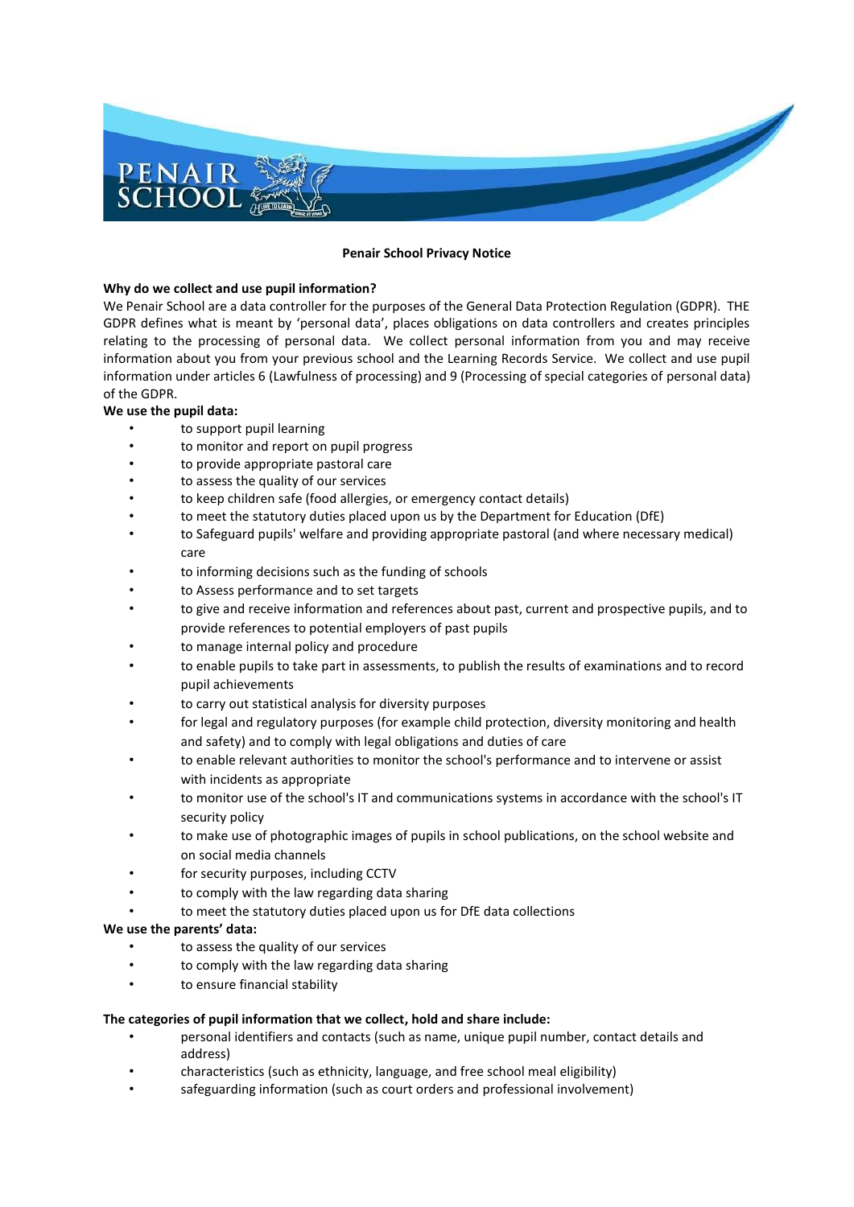**Penair School Privacy Notice**

**Why do we collect and use pupil information?**

We Penair School are a data controller for the purposes of the General Data Protection Regulation (GDPR). THE GDPR defines what is meant by 'personal data', places obligations on data controllers and creates principles relating to the processing of personal data. We collect personal information from you and may receive information about you from your previous school and the Learning Records Service. We collect and use pupil information under articles 6 (Lawfulness of processing) and 9 (Processing of special categories of personal data) of the GDPR.

**We use the pupil data:**

- to support pupil learning
- to monitor and report on pupil progress
- to provide appropriate pastoral care
- to assess the quality of our services
- to keep children safe (food allergies, or emergency contact details)
- to meet the statutory duties placed upon us by the Department for Education (DfE)
- to Safeguard pupils' welfare and providing appropriate pastoral (and where necessary medical) care
- to informing decisions such as the funding of schools
- to Assess performance and to set targets
- to give and receive information and references about past, current and prospective pupils, and to provide references to potential employers of past pupils
- to manage internal policy and procedure
- to enable pupils to take part in assessments, to publish the results of examinations and to record pupil achievements
- to carry out statistical analysis for diversity purposes
- for legal and regulatory purposes (for example child protection, diversity monitoring and health and safety) and to comply with legal obligations and duties of care
- to enable relevant authorities to monitor the school's performance and to intervene or assist with incidents as appropriate
- to monitor use of the school's IT and communications systems in accordance with the school's IT security policy
- to make use of photographic images of pupils in school publications, on the school website and on social media channels
- for security purposes, including CCTV
- to comply with the law regarding data sharing
- to meet the statutory duties placed upon us for DfE data collections

**We use the parents' data:**

- to assess the quality of our services
- to comply with the law regarding data sharing
- to ensure financial stability

**The categories of pupil information that we collect, hold and share include:**

- personal identifiers and contacts (such as name, unique pupil number, contact details and address)
- characteristics (such as ethnicity, language, and free school meal eligibility)
- safeguarding information (such as court orders and professional involvement)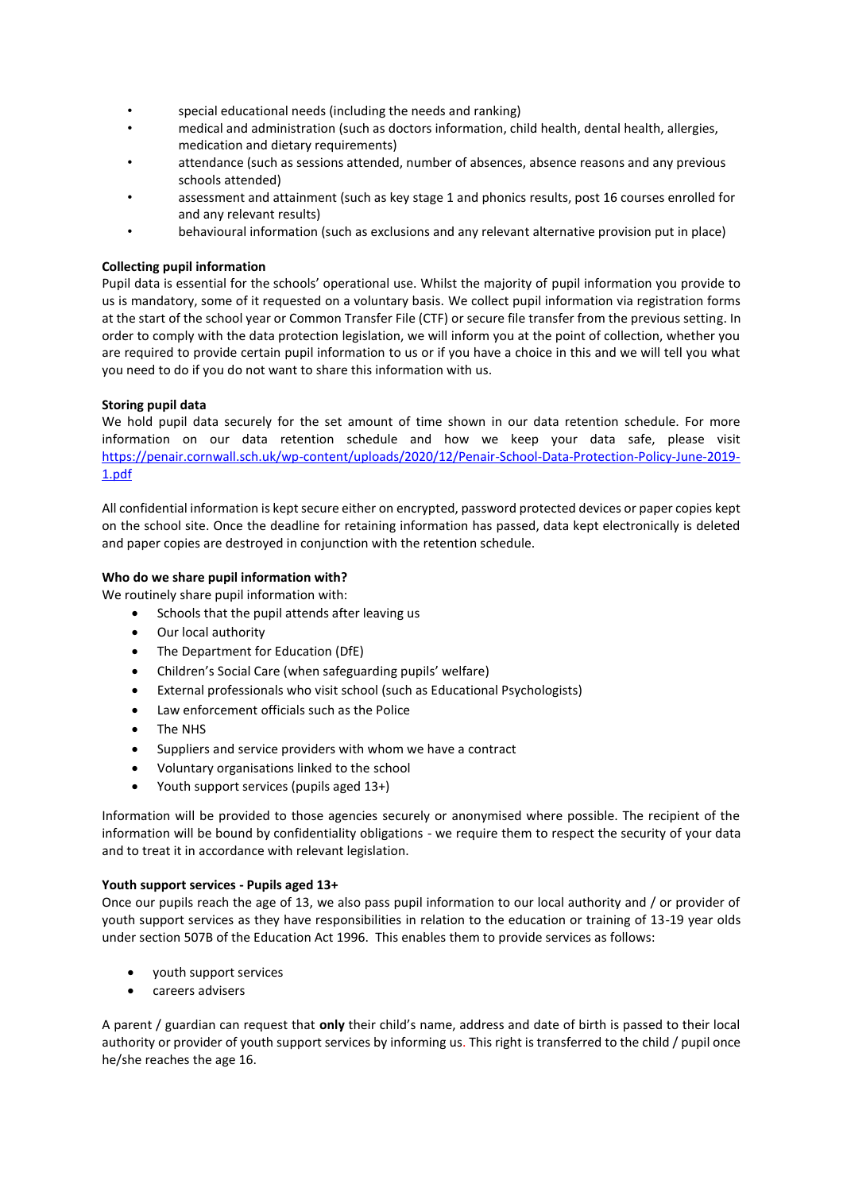- special educational needs (including the needs and ranking)
- medical and administration (such as doctors information, child health, dental health, allergies, medication and dietary requirements)
- attendance (such as sessions attended, number of absences, absence reasons and any previous schools attended)
- assessment and attainment (such as key stage 1 and phonics results, post 16 courses enrolled for and any relevant results)
- behavioural information (such as exclusions and any relevant alternative provision put in place)

**Collecting pupil information**

Pupil data is essential for the schools' operational use. Whilst the majority of pupil information you provide to us is mandatory, some of it requested on a voluntary basis. We collect pupil information via registration forms at the start of the school year or Common Transfer File (CTF) or secure file transfer from the previous setting. In order to comply with the data protection legislation, we will inform you at the point of collection, whether you are required to provide certain pupil information to us or if you have a choice in this and we will tell you what you need to do if you do not want to share this information with us.

**Storing pupil data**

We hold pupil data securely for the set amount of time shown in our data retention schedule. For more information on our data retention schedule and how we keep your data safe, please visit https://penair.cornwall.sch.uk/wp-content/uploads/2020/12/Penair-School-Data-Protection-Policy-June-2019-1.pdf

All confidential information is kept secure either on encrypted, password protected devices or paper copies kept on the school site. Once the deadline for retaining information has passed, data kept electronically is deleted and paper copies are destroyed in conjunction with the retention schedule.

**Who do we share pupil information with?**

We routinely share pupil information with:

- Schools that the pupil attends after leaving us
- Our local authority
- The Department for Education (DfE)
- Children's Social Care (when safeguarding pupils' welfare)
- External professionals who visit school (such as Educational Psychologists)
- Law enforcement officials such as the Police
- The NHS
- Suppliers and service providers with whom we have a contract
- Voluntary organisations linked to the school
- Youth support services (pupils aged 13+)

Information will be provided to those agencies securely or anonymised where possible. The recipient of the information will be bound by confidentiality obligations - we require them to respect the security of your data and to treat it in accordance with relevant legislation.

**Youth support services - Pupils aged 13+**

Once our pupils reach the age of 13, we also pass pupil information to our local authority and / or provider of youth support services as they have responsibilities in relation to the education or training of 13-19 year olds under section 507B of the Education Act 1996. This enables them to provide services as follows:

- youth support services
- careers advisers

A parent / guardian can request that **only** their child's name, address and date of birth is passed to their local authority or provider of youth support services by informing us. This right is transferred to the child / pupil once he/she reaches the age 16.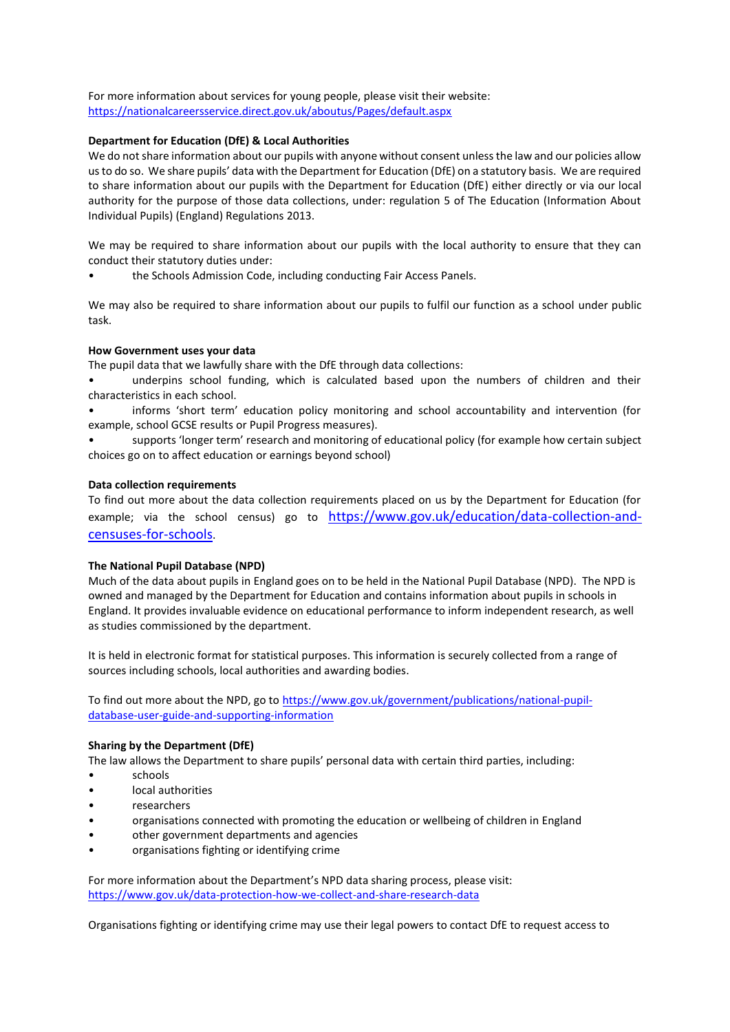For more information about services for young people, please visit their website: https://nationalcareersservice.direct.gov.uk/aboutus/Pages/default.aspx

**Department for Education (DfE) & Local Authorities**

We do not share information about our pupils with anyone without consent unless the law and our policies allow us to do so. We share pupils' data with the Department for Education (DfE) on a statutory basis. We are required to share information about our pupils with the Department for Education (DfE) either directly or via our local authority for the purpose of those data collections, under: regulation 5 of The Education (Information About Individual Pupils) (England) Regulations 2013.

We may be required to share information about our pupils with the local authority to ensure that they can conduct their statutory duties under:

- the Schools Admission Code, including conducting Fair Access Panels.

We may also be required to share information about our pupils to fulfil our function as a school under public task.

**How Government uses your data**

The pupil data that we lawfully share with the DfE through data collections:

- underpins school funding, which is calculated based upon the numbers of children and their characteristics in each school.
- informs 'short term' education policy monitoring and school accountability and intervention (for example, school GCSE results or Pupil Progress measures).
- supports 'longer term' research and monitoring of educational policy (for example how certain subject choices go on to affect education or earnings beyond school)

**Data collection requirements**

To find out more about the data collection requirements placed on us by the Department for Education (for example; via the school census) go to https://www.gov.uk/education/data-collection-and-censuses-for-schools.

**The National Pupil Database (NPD)**

Much of the data about pupils in England goes on to be held in the National Pupil Database (NPD). The NPD is owned and managed by the Department for Education and contains information about pupils in schools in England. It provides invaluable evidence on educational performance to inform independent research, as well as studies commissioned by the department.

It is held in electronic format for statistical purposes. This information is securely collected from a range of sources including schools, local authorities and awarding bodies.

To find out more about the NPD, go to https://www.gov.uk/government/publications/national-pupil-database-user-guide-and-supporting-information

**Sharing by the Department (DfE)**

The law allows the Department to share pupils' personal data with certain third parties, including:

- schools
- local authorities
- researchers
- organisations connected with promoting the education or wellbeing of children in England
- other government departments and agencies
- organisations fighting or identifying crime

For more information about the Department's NPD data sharing process, please visit: https://www.gov.uk/data-protection-how-we-collect-and-share-research-data

Organisations fighting or identifying crime may use their legal powers to contact DfE to request access to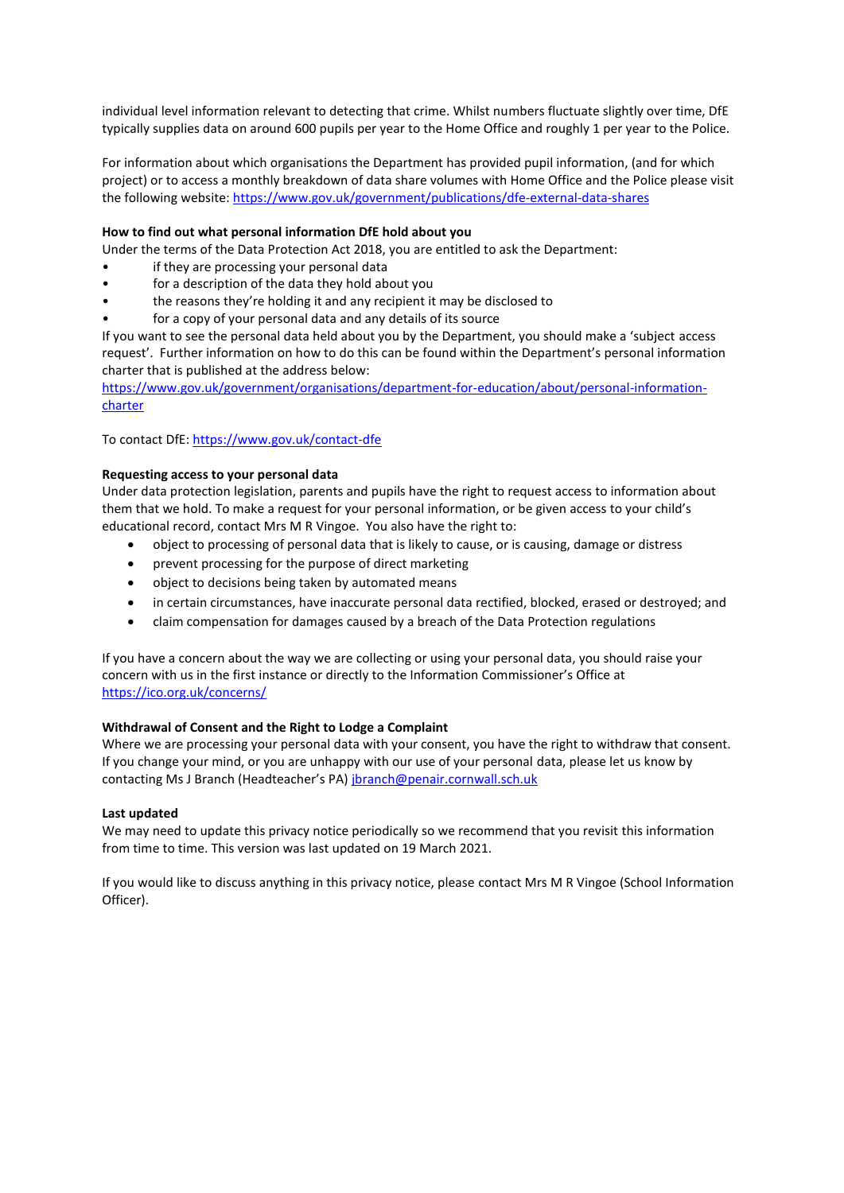individual level information relevant to detecting that crime. Whilst numbers fluctuate slightly over time, DfE typically supplies data on around 600 pupils per year to the Home Office and roughly 1 per year to the Police.

For information about which organisations the Department has provided pupil information, (and for which project) or to access a monthly breakdown of data share volumes with Home Office and the Police please visit the following website: https://www.gov.uk/government/publications/dfe-external-data-shares

**How to find out what personal information DfE hold about you**

Under the terms of the Data Protection Act 2018, you are entitled to ask the Department:

- if they are processing your personal data
- for a description of the data they hold about you
- the reasons they're holding it and any recipient it may be disclosed to
- for a copy of your personal data and any details of its source

If you want to see the personal data held about you by the Department, you should make a 'subject access request'. Further information on how to do this can be found within the Department's personal information charter that is published at the address below:
https://www.gov.uk/government/organisations/department-for-education/about/personal-information-charter

To contact DfE: https://www.gov.uk/contact-dfe

**Requesting access to your personal data**

Under data protection legislation, parents and pupils have the right to request access to information about them that we hold. To make a request for your personal information, or be given access to your child's educational record, contact Mrs M R Vingoe. You also have the right to:

- object to processing of personal data that is likely to cause, or is causing, damage or distress
- prevent processing for the purpose of direct marketing
- object to decisions being taken by automated means
- in certain circumstances, have inaccurate personal data rectified, blocked, erased or destroyed; and
- claim compensation for damages caused by a breach of the Data Protection regulations

If you have a concern about the way we are collecting or using your personal data, you should raise your concern with us in the first instance or directly to the Information Commissioner's Office at https://ico.org.uk/concerns/

**Withdrawal of Consent and the Right to Lodge a Complaint**

Where we are processing your personal data with your consent, you have the right to withdraw that consent. If you change your mind, or you are unhappy with our use of your personal data, please let us know by contacting Ms J Branch (Headteacher's PA) jbranch@penair.cornwall.sch.uk

**Last updated**

We may need to update this privacy notice periodically so we recommend that you revisit this information from time to time. This version was last updated on 19 March 2021.

If you would like to discuss anything in this privacy notice, please contact Mrs M R Vingoe (School Information Officer).